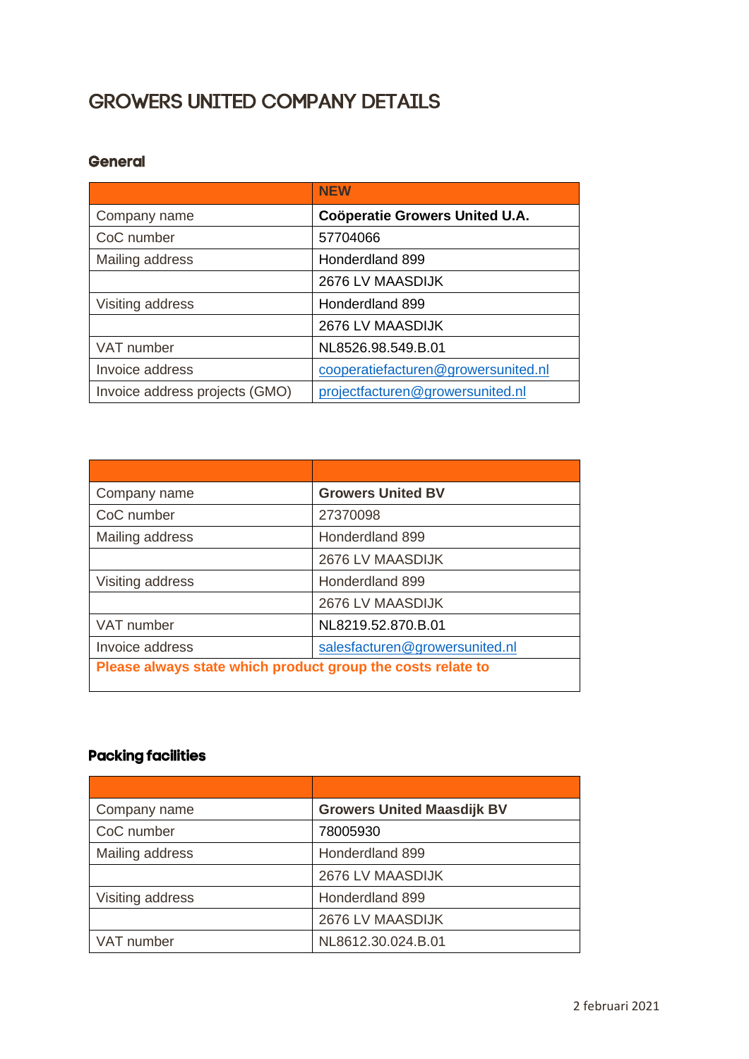# GROWERS UNITED COMPANY DETAILS

## General

| | NEW |
|---|---|
| Company name | **Coöperatie Growers United U.A.** |
| CoC number | 57704066 |
| Mailing address | Honderdland 899 |
| | 2676 LV MAASDIJK |
| Visiting address | Honderdland 899 |
| | 2676 LV MAASDIJK |
| VAT number | NL8526.98.549.B.01 |
| Invoice address | cooperatiefacturen@growersunited.nl |
| Invoice address projects (GMO) | projectfacturen@growersunited.nl |

| | |
|---|---|
| Company name | **Growers United BV** |
| CoC number | 27370098 |
| Mailing address | Honderdland 899 |
| | 2676 LV MAASDIJK |
| Visiting address | Honderdland 899 |
| | 2676 LV MAASDIJK |
| VAT number | NL8219.52.870.B.01 |
| Invoice address | salesfacturen@growersunited.nl |
| **Please always state which product group the costs relate to** | |

## Packing facilities

| | |
|---|---|
| Company name | **Growers United Maasdijk BV** |
| CoC number | 78005930 |
| Mailing address | Honderdland 899 |
| | 2676 LV MAASDIJK |
| Visiting address | Honderdland 899 |
| | 2676 LV MAASDIJK |
| VAT number | NL8612.30.024.B.01 |

2 februari 2021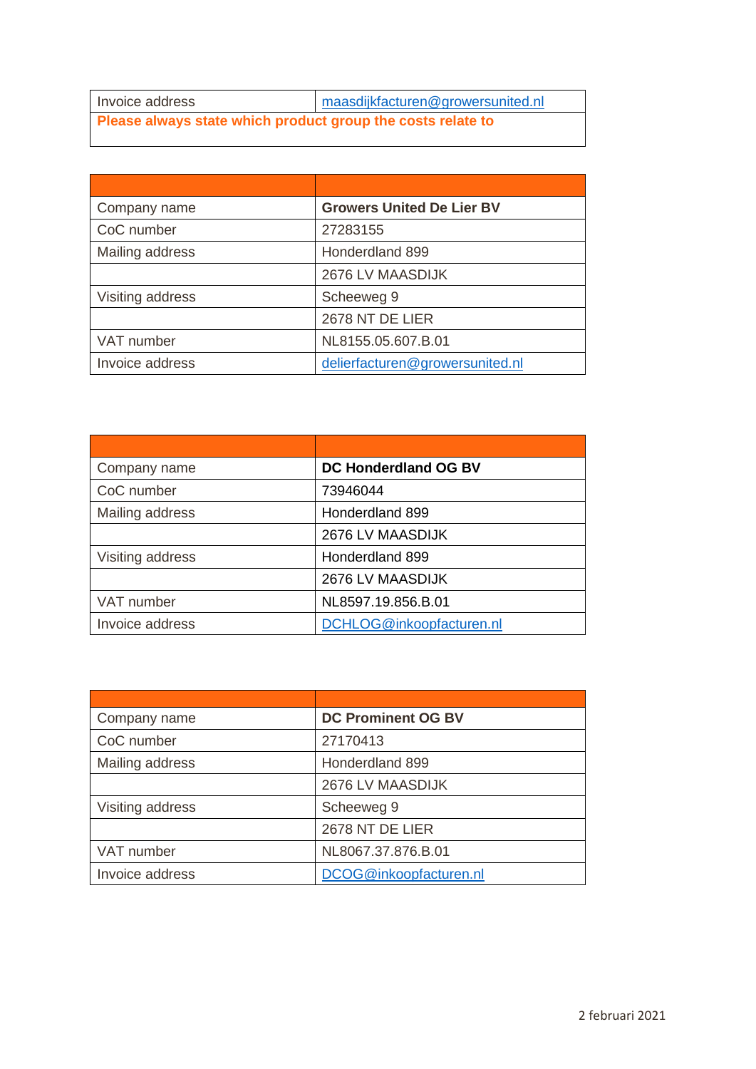| Invoice address | maasdijkfacturen@growersunited.nl |
|---|---|
| **Please always state which product group the costs relate to** | |

| | |
|---|---|
| Company name | **Growers United De Lier BV** |
| CoC number | 27283155 |
| Mailing address | Honderdland 899 |
| | 2676 LV MAASDIJK |
| Visiting address | Scheeweg 9 |
| | 2678 NT DE LIER |
| VAT number | NL8155.05.607.B.01 |
| Invoice address | delierfacturen@growersunited.nl |

| | |
|---|---|
| Company name | **DC Honderdland OG BV** |
| CoC number | 73946044 |
| Mailing address | Honderdland 899 |
| | 2676 LV MAASDIJK |
| Visiting address | Honderdland 899 |
| | 2676 LV MAASDIJK |
| VAT number | NL8597.19.856.B.01 |
| Invoice address | DCHLOG@inkoopfacturen.nl |

| | |
|---|---|
| Company name | **DC Prominent OG BV** |
| CoC number | 27170413 |
| Mailing address | Honderdland 899 |
| | 2676 LV MAASDIJK |
| Visiting address | Scheeweg 9 |
| | 2678 NT DE LIER |
| VAT number | NL8067.37.876.B.01 |
| Invoice address | DCOG@inkoopfacturen.nl |

2 februari 2021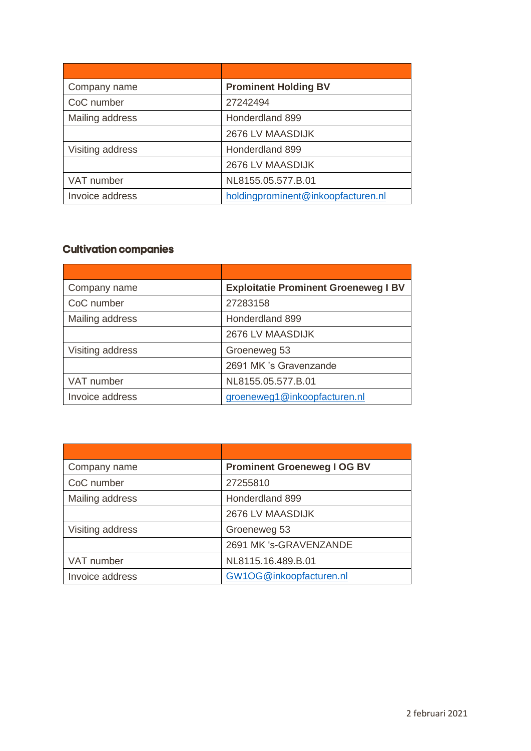| | |
|---|---|
| Company name | **Prominent Holding BV** |
| CoC number | 27242494 |
| Mailing address | Honderdland 899 |
| | 2676 LV MAASDIJK |
| Visiting address | Honderdland 899 |
| | 2676 LV MAASDIJK |
| VAT number | NL8155.05.577.B.01 |
| Invoice address | holdingprominent@inkoopfacturen.nl |

## Cultivation companies

| | |
|---|---|
| Company name | **Exploitatie Prominent Groeneweg I BV** |
| CoC number | 27283158 |
| Mailing address | Honderdland 899 |
| | 2676 LV MAASDIJK |
| Visiting address | Groeneweg 53 |
| | 2691 MK 's Gravenzande |
| VAT number | NL8155.05.577.B.01 |
| Invoice address | groeneweg1@inkoopfacturen.nl |

| | |
|---|---|
| Company name | **Prominent Groeneweg I OG BV** |
| CoC number | 27255810 |
| Mailing address | Honderdland 899 |
| | 2676 LV MAASDIJK |
| Visiting address | Groeneweg 53 |
| | 2691 MK 's-GRAVENZANDE |
| VAT number | NL8115.16.489.B.01 |
| Invoice address | GW1OG@inkoopfacturen.nl |

2 februari 2021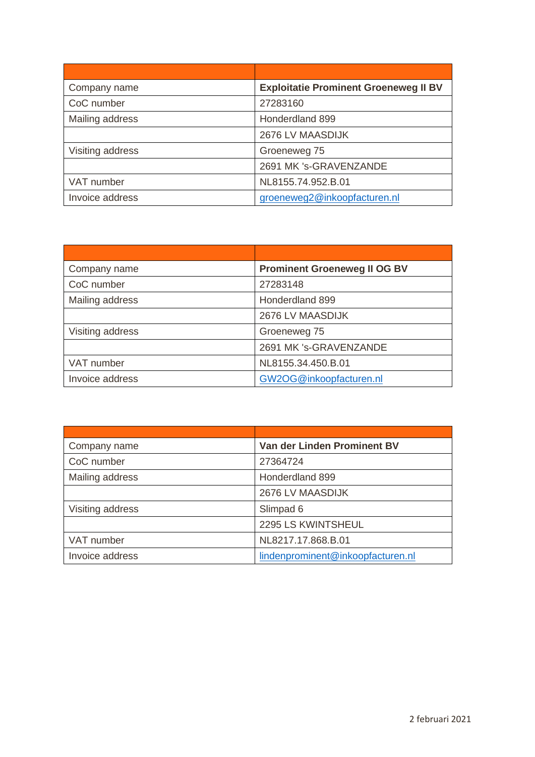| | |
|---|---|
| Company name | **Exploitatie Prominent Groeneweg II BV** |
| CoC number | 27283160 |
| Mailing address | Honderdland 899 |
| | 2676 LV MAASDIJK |
| Visiting address | Groeneweg 75 |
| | 2691 MK 's-GRAVENZANDE |
| VAT number | NL8155.74.952.B.01 |
| Invoice address | groeneweg2@inkoopfacturen.nl |

| | |
|---|---|
| Company name | **Prominent Groeneweg II OG BV** |
| CoC number | 27283148 |
| Mailing address | Honderdland 899 |
| | 2676 LV MAASDIJK |
| Visiting address | Groeneweg 75 |
| | 2691 MK 's-GRAVENZANDE |
| VAT number | NL8155.34.450.B.01 |
| Invoice address | GW2OG@inkoopfacturen.nl |

| | |
|---|---|
| Company name | **Van der Linden Prominent BV** |
| CoC number | 27364724 |
| Mailing address | Honderdland 899 |
| | 2676 LV MAASDIJK |
| Visiting address | Slimpad 6 |
| | 2295 LS KWINTSHEUL |
| VAT number | NL8217.17.868.B.01 |
| Invoice address | lindenprominent@inkoopfacturen.nl |

2 februari 2021